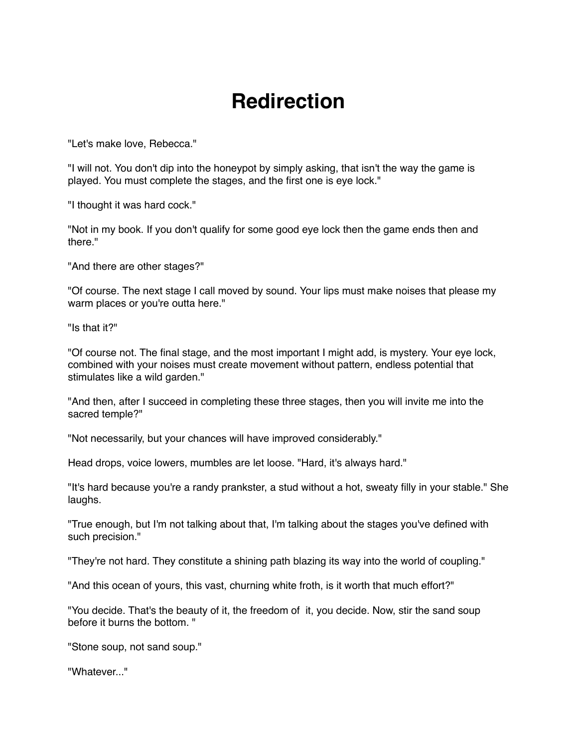# Redirection

"Let's make love, Rebecca."

"I will not. You don't dip into the honeypot by simply asking, that isn't the way the game is played. You must complete the stages, and the first one is eye lock."

"I thought it was hard cock."

"Not in my book. If you don't qualify for some good eye lock then the game ends then and there."

"And there are other stages?"

"Of course. The next stage I call moved by sound. Your lips must make noises that please my warm places or you're outta here."

"Is that it?"

"Of course not. The final stage, and the most important I might add, is mystery. Your eye lock, combined with your noises must create movement without pattern, endless potential that stimulates like a wild garden."

"And then, after I succeed in completing these three stages, then you will invite me into the sacred temple?"

"Not necessarily, but your chances will have improved considerably."

Head drops, voice lowers, mumbles are let loose. "Hard, it's always hard."

"It's hard because you're a randy prankster, a stud without a hot, sweaty filly in your stable." She laughs.

"True enough, but I'm not talking about that, I'm talking about the stages you've defined with such precision."

"They're not hard. They constitute a shining path blazing its way into the world of coupling."

"And this ocean of yours, this vast, churning white froth, is it worth that much effort?"

"You decide. That's the beauty of it, the freedom of it, you decide. Now, stir the sand soup before it burns the bottom. "

"Stone soup, not sand soup."

"Whatever..."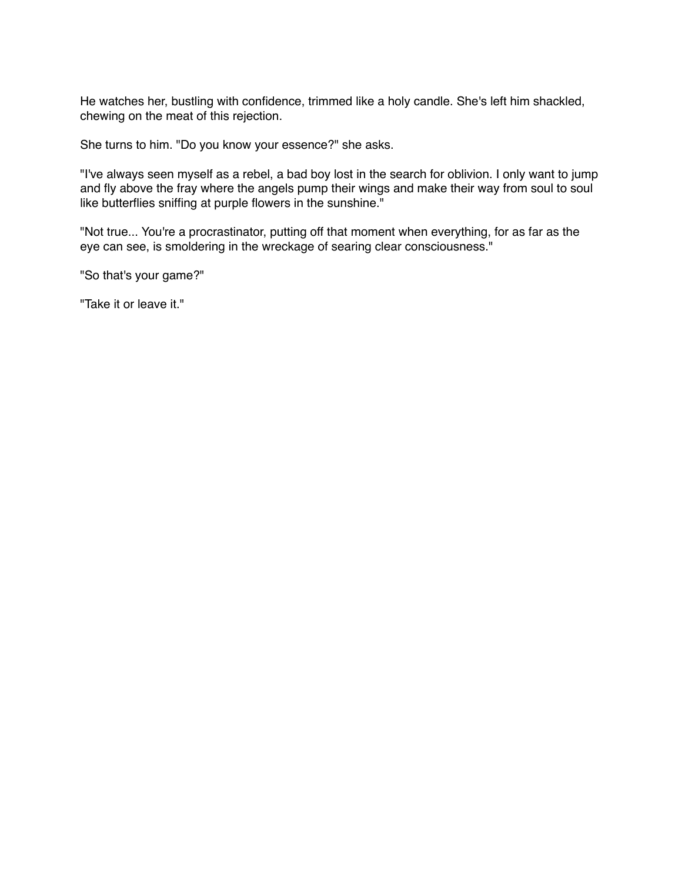He watches her, bustling with confidence, trimmed like a holy candle. She's left him shackled, chewing on the meat of this rejection.

She turns to him. "Do you know your essence?" she asks.

"I've always seen myself as a rebel, a bad boy lost in the search for oblivion. I only want to jump and fly above the fray where the angels pump their wings and make their way from soul to soul like butterflies sniffing at purple flowers in the sunshine."

"Not true... You're a procrastinator, putting off that moment when everything, for as far as the eye can see, is smoldering in the wreckage of searing clear consciousness."

"So that's your game?"

"Take it or leave it."